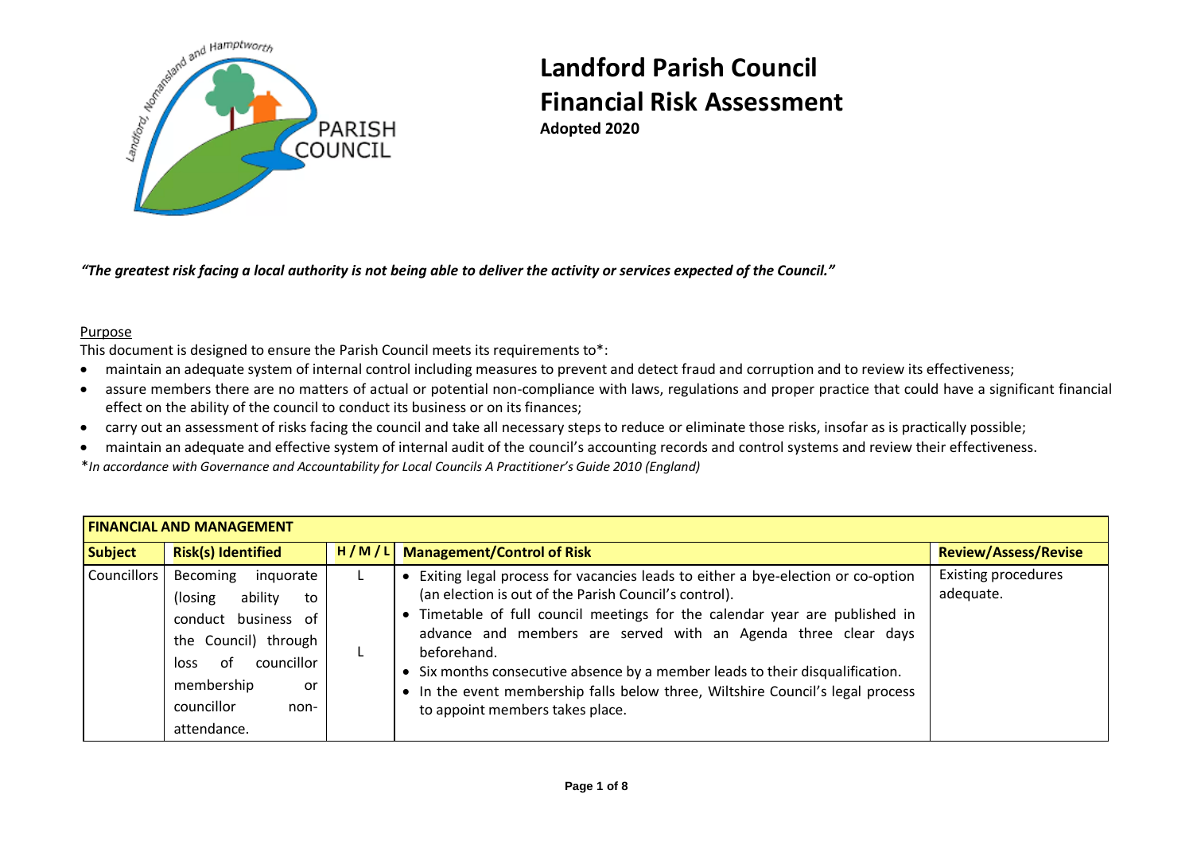# Landford Parish Council
# Financial Risk Assessment

**Adopted 2020**

***"The greatest risk facing a local authority is not being able to deliver the activity or services expected of the Council."***

<u>Purpose</u>

This document is designed to ensure the Parish Council meets its requirements to*:

- maintain an adequate system of internal control including measures to prevent and detect fraud and corruption and to review its effectiveness;
- assure members there are no matters of actual or potential non-compliance with laws, regulations and proper practice that could have a significant financial effect on the ability of the council to conduct its business or on its finances;
- carry out an assessment of risks facing the council and take all necessary steps to reduce or eliminate those risks, insofar as is practically possible;
- maintain an adequate and effective system of internal audit of the council's accounting records and control systems and review their effectiveness.

*_In accordance with Governance and Accountability for Local Councils A Practitioner's Guide 2010 (England)_

| **FINANCIAL AND MANAGEMENT** | | | | |
|---|---|---|---|---|
| **Subject** | **Risk(s) Identified** | **H / M / L** | **Management/Control of Risk** | **Review/Assess/Revise** |
| Councillors | Becoming inquorate (losing ability to conduct business of the Council) through loss of councillor membership or councillor non-attendance. | L<br><br>L | • Exiting legal process for vacancies leads to either a bye-election or co-option (an election is out of the Parish Council's control).<br>• Timetable of full council meetings for the calendar year are published in advance and members are served with an Agenda three clear days beforehand.<br>• Six months consecutive absence by a member leads to their disqualification.<br>• In the event membership falls below three, Wiltshire Council's legal process to appoint members takes place. | Existing procedures adequate. |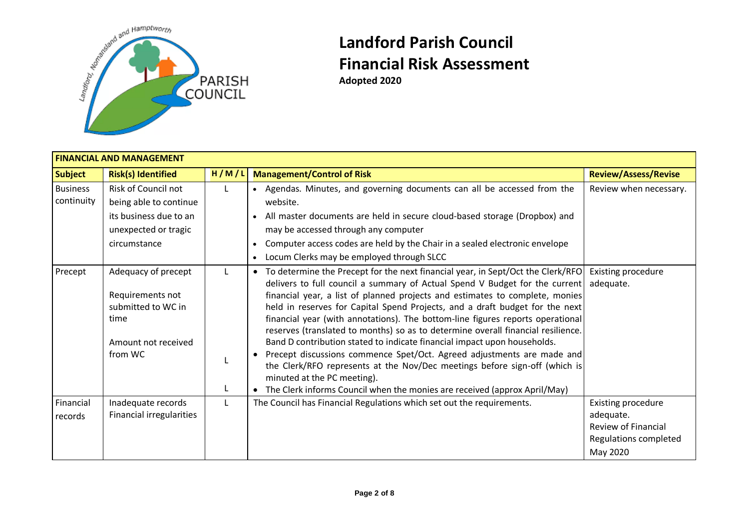# Landford Parish Council

# Financial Risk Assessment

**Adopted 2020**

| **FINANCIAL AND MANAGEMENT** | | | | |
|---|---|---|---|---|
| **Subject** | **Risk(s) Identified** | **H / M / L** | **Management/Control of Risk** | **Review/Assess/Revise** |
| Business continuity | Risk of Council not being able to continue its business due to an unexpected or tragic circumstance | L | • Agendas. Minutes, and governing documents can all be accessed from the website.<br>• All master documents are held in secure cloud-based storage (Dropbox) and may be accessed through any computer<br>• Computer access codes are held by the Chair in a sealed electronic envelope<br>• Locum Clerks may be employed through SLCC | Review when necessary. |
| Precept | Adequacy of precept<br><br>Requirements not submitted to WC in time<br><br>Amount not received from WC | L<br><br>L<br><br>L | • To determine the Precept for the next financial year, in Sept/Oct the Clerk/RFO delivers to full council a summary of Actual Spend V Budget for the current financial year, a list of planned projects and estimates to complete, monies held in reserves for Capital Spend Projects, and a draft budget for the next financial year (with annotations). The bottom-line figures reports operational reserves (translated to months) so as to determine overall financial resilience. Band D contribution stated to indicate financial impact upon households.<br>• Precept discussions commence Spet/Oct. Agreed adjustments are made and the Clerk/RFO represents at the Nov/Dec meetings before sign-off (which is minuted at the PC meeting).<br>• The Clerk informs Council when the monies are received (approx April/May) | Existing procedure adequate. |
| Financial records | Inadequate records<br>Financial irregularities | L | The Council has Financial Regulations which set out the requirements. | Existing procedure adequate.<br>Review of Financial Regulations completed May 2020 |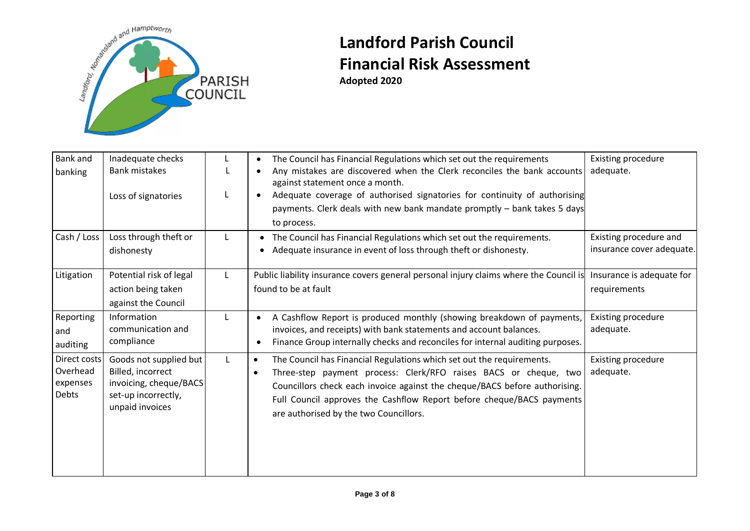# Landford Parish Council
# Financial Risk Assessment

**Adopted 2020**

| | | | | |
|---|---|---|---|---|
| Bank and banking | Inadequate checks<br>Bank mistakes<br><br>Loss of signatories | L<br>L<br><br>L | • The Council has Financial Regulations which set out the requirements<br>• Any mistakes are discovered when the Clerk reconciles the bank accounts against statement once a month.<br>• Adequate coverage of authorised signatories for continuity of authorising payments. Clerk deals with new bank mandate promptly – bank takes 5 days to process. | Existing procedure adequate. |
| Cash / Loss | Loss through theft or dishonesty | L | • The Council has Financial Regulations which set out the requirements.<br>• Adequate insurance in event of loss through theft or dishonesty. | Existing procedure and insurance cover adequate. |
| Litigation | Potential risk of legal action being taken against the Council | L | Public liability insurance covers general personal injury claims where the Council is found to be at fault | Insurance is adequate for requirements |
| Reporting and auditing | Information communication and compliance | L | • A Cashflow Report is produced monthly (showing breakdown of payments, invoices, and receipts) with bank statements and account balances.<br>• Finance Group internally checks and reconciles for internal auditing purposes. | Existing procedure adequate. |
| Direct costs Overhead expenses Debts | Goods not supplied but Billed, incorrect invoicing, cheque/BACS set-up incorrectly, unpaid invoices | L | • The Council has Financial Regulations which set out the requirements.<br>• Three-step payment process: Clerk/RFO raises BACS or cheque, two Councillors check each invoice against the cheque/BACS before authorising. Full Council approves the Cashflow Report before cheque/BACS payments are authorised by the two Councillors. | Existing procedure adequate. |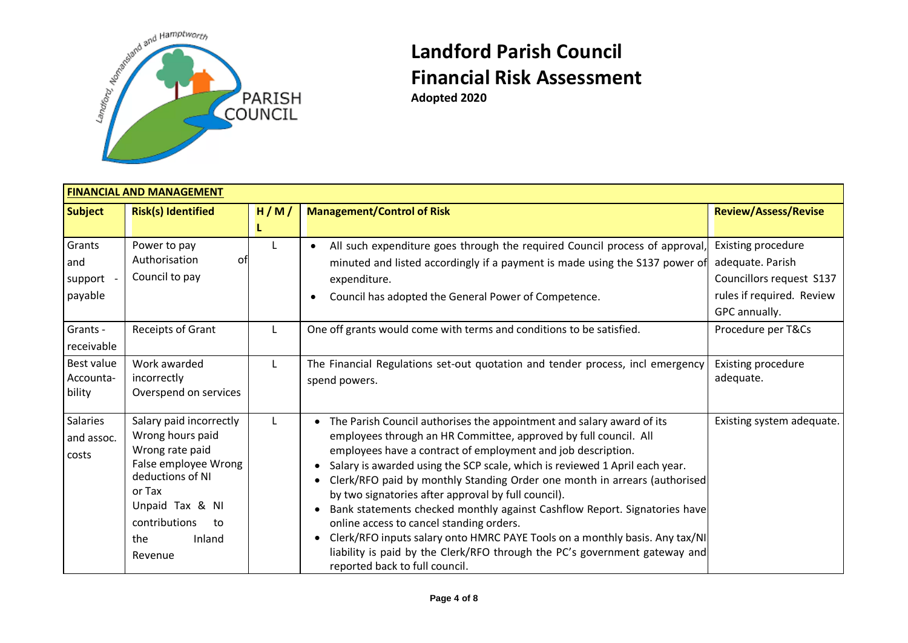# Landford Parish Council
# Financial Risk Assessment

**Adopted 2020**

| **FINANCIAL AND MANAGEMENT** | | | | |
|---|---|---|---|---|
| **Subject** | **Risk(s) Identified** | **H / M / L** | **Management/Control of Risk** | **Review/Assess/Revise** |
| Grants and support - payable | Power to pay Authorisation of Council to pay | L | • All such expenditure goes through the required Council process of approval, minuted and listed accordingly if a payment is made using the S137 power of expenditure.<br>• Council has adopted the General Power of Competence. | Existing procedure adequate. Parish Councillors request S137 rules if required. Review GPC annually. |
| Grants - receivable | Receipts of Grant | L | One off grants would come with terms and conditions to be satisfied. | Procedure per T&Cs |
| Best value Accounta-bility | Work awarded incorrectly Overspend on services | L | The Financial Regulations set-out quotation and tender process, incl emergency spend powers. | Existing procedure adequate. |
| Salaries and assoc. costs | Salary paid incorrectly Wrong hours paid Wrong rate paid False employee Wrong deductions of NI or Tax Unpaid Tax & NI contributions to the Inland Revenue | L | • The Parish Council authorises the appointment and salary award of its employees through an HR Committee, approved by full council. All employees have a contract of employment and job description.<br>• Salary is awarded using the SCP scale, which is reviewed 1 April each year.<br>• Clerk/RFO paid by monthly Standing Order one month in arrears (authorised by two signatories after approval by full council).<br>• Bank statements checked monthly against Cashflow Report. Signatories have online access to cancel standing orders.<br>• Clerk/RFO inputs salary onto HMRC PAYE Tools on a monthly basis. Any tax/NI liability is paid by the Clerk/RFO through the PC's government gateway and reported back to full council. | Existing system adequate. |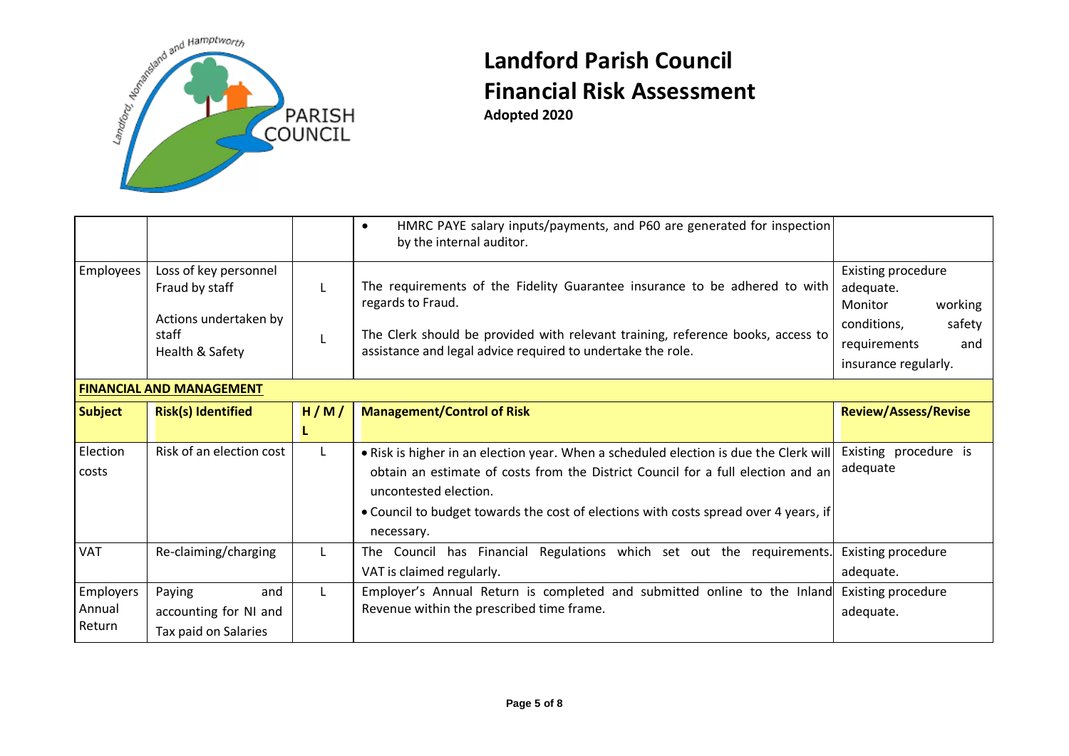# Landford Parish Council
# Financial Risk Assessment
**Adopted 2020**

| | | | | |
|---|---|---|---|---|
| | | | • HMRC PAYE salary inputs/payments, and P60 are generated for inspection by the internal auditor. | |
| Employees | Loss of key personnel<br>Fraud by staff<br><br>Actions undertaken by staff<br>Health & Safety | L<br><br><br>L | The requirements of the Fidelity Guarantee insurance to be adhered to with regards to Fraud.<br><br>The Clerk should be provided with relevant training, reference books, access to assistance and legal advice required to undertake the role. | Existing procedure adequate.<br>Monitor working conditions, safety requirements and insurance regularly. |
| **FINANCIAL AND MANAGEMENT** | | | | |
| **Subject** | **Risk(s) Identified** | **H / M / L** | **Management/Control of Risk** | **Review/Assess/Revise** |
| Election costs | Risk of an election cost | L | • Risk is higher in an election year. When a scheduled election is due the Clerk will obtain an estimate of costs from the District Council for a full election and an uncontested election.<br>• Council to budget towards the cost of elections with costs spread over 4 years, if necessary. | Existing procedure is adequate |
| VAT | Re-claiming/charging | L | The Council has Financial Regulations which set out the requirements. VAT is claimed regularly. | Existing procedure adequate. |
| Employers Annual Return | Paying and accounting for NI and Tax paid on Salaries | L | Employer's Annual Return is completed and submitted online to the Inland Revenue within the prescribed time frame. | Existing procedure adequate. |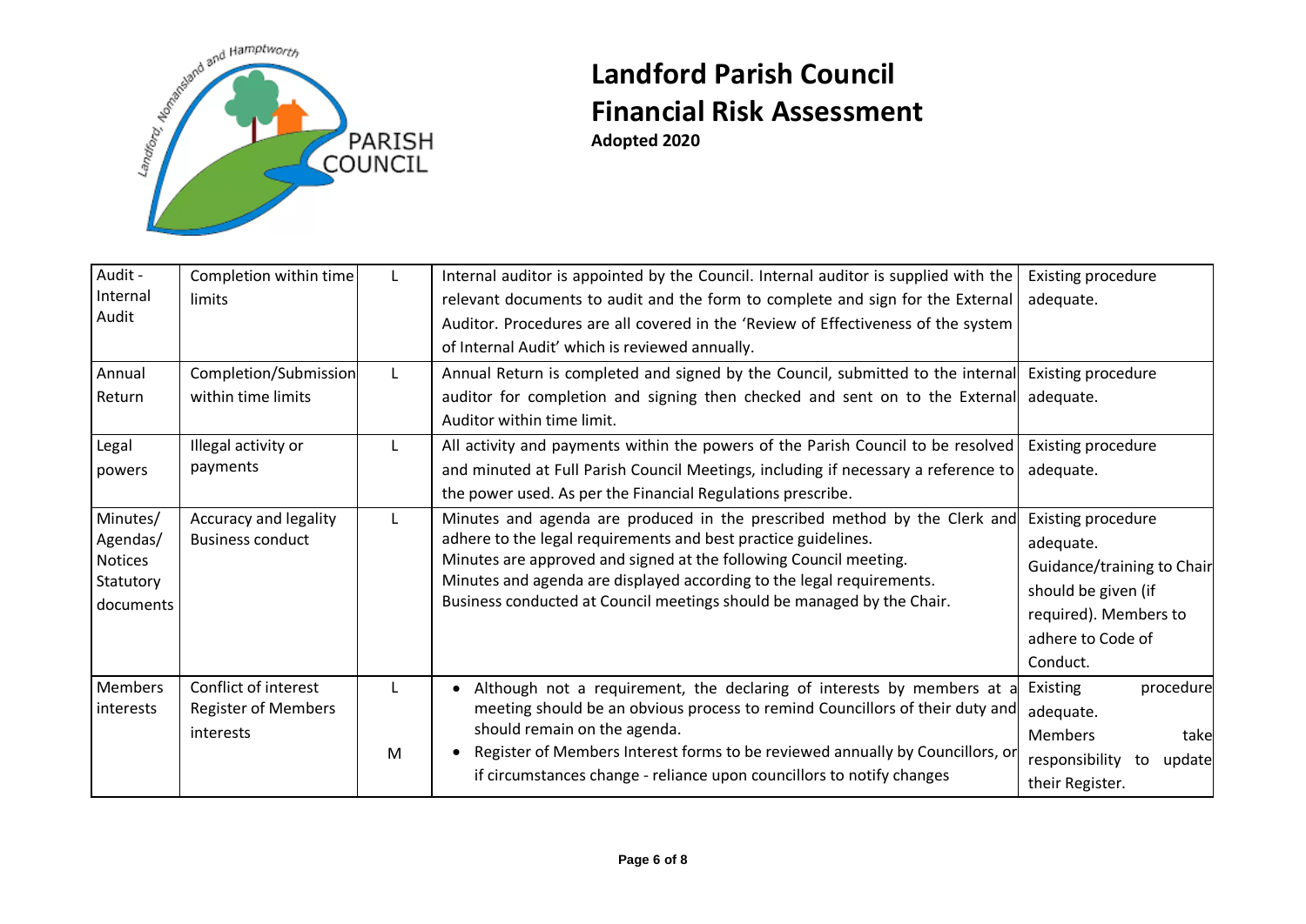# Landford Parish Council

# Financial Risk Assessment

**Adopted 2020**

| | | | | |
|---|---|---|---|---|
| Audit - Internal Audit | Completion within time limits | L | Internal auditor is appointed by the Council. Internal auditor is supplied with the relevant documents to audit and the form to complete and sign for the External Auditor. Procedures are all covered in the 'Review of Effectiveness of the system of Internal Audit' which is reviewed annually. | Existing procedure adequate. |
| Annual Return | Completion/Submission within time limits | L | Annual Return is completed and signed by the Council, submitted to the internal auditor for completion and signing then checked and sent on to the External Auditor within time limit. | Existing procedure adequate. |
| Legal powers | Illegal activity or payments | L | All activity and payments within the powers of the Parish Council to be resolved and minuted at Full Parish Council Meetings, including if necessary a reference to the power used. As per the Financial Regulations prescribe. | Existing procedure adequate. |
| Minutes/ Agendas/ Notices Statutory documents | Accuracy and legality Business conduct | L | Minutes and agenda are produced in the prescribed method by the Clerk and adhere to the legal requirements and best practice guidelines.<br>Minutes are approved and signed at the following Council meeting.<br>Minutes and agenda are displayed according to the legal requirements.<br>Business conducted at Council meetings should be managed by the Chair. | Existing procedure adequate. Guidance/training to Chair should be given (if required). Members to adhere to Code of Conduct. |
| Members interests | Conflict of interest<br>Register of Members interests | L<br><br>M | • Although not a requirement, the declaring of interests by members at a meeting should be an obvious process to remind Councillors of their duty and should remain on the agenda.<br>• Register of Members Interest forms to be reviewed annually by Councillors, or if circumstances change - reliance upon councillors to notify changes | Existing procedure adequate.<br>Members take responsibility to update their Register. |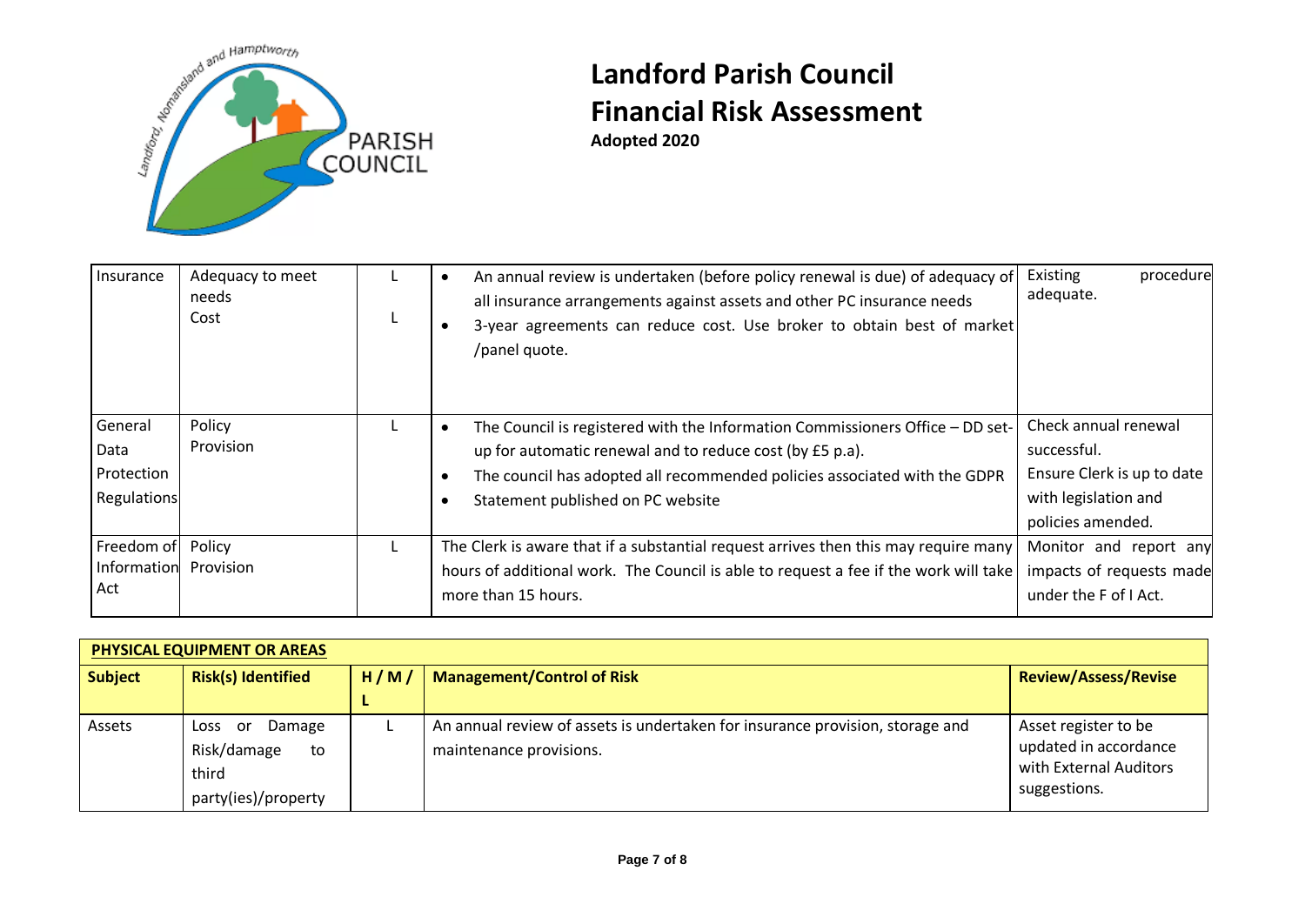# Landford Parish Council
# Financial Risk Assessment

**Adopted 2020**

| | | | | |
|---|---|---|---|---|
| Insurance | Adequacy to meet needs<br>Cost | L<br>L | • An annual review is undertaken (before policy renewal is due) of adequacy of all insurance arrangements against assets and other PC insurance needs<br>• 3-year agreements can reduce cost. Use broker to obtain best of market /panel quote. | Existing procedure adequate. |
| General Data Protection Regulations | Policy Provision | L | • The Council is registered with the Information Commissioners Office – DD set-up for automatic renewal and to reduce cost (by £5 p.a).<br>• The council has adopted all recommended policies associated with the GDPR<br>• Statement published on PC website | Check annual renewal successful.<br>Ensure Clerk is up to date with legislation and policies amended. |
| Freedom of Information Act | Policy Provision | L | The Clerk is aware that if a substantial request arrives then this may require many hours of additional work. The Council is able to request a fee if the work will take more than 15 hours. | Monitor and report any impacts of requests made under the F of I Act. |

**PHYSICAL EQUIPMENT OR AREAS**

| Subject | Risk(s) Identified | H / M / L | Management/Control of Risk | Review/Assess/Revise |
|---|---|---|---|---|
| Assets | Loss or Damage<br>Risk/damage to third party(ies)/property | L | An annual review of assets is undertaken for insurance provision, storage and maintenance provisions. | Asset register to be updated in accordance with External Auditors suggestions. |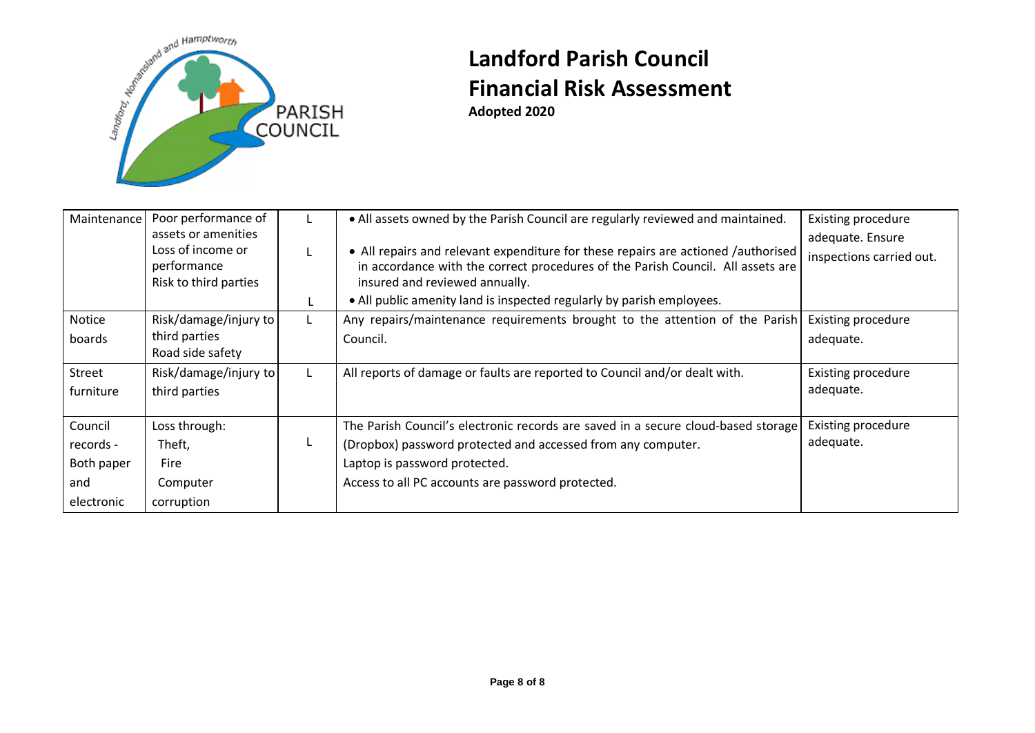# Landford Parish Council
# Financial Risk Assessment

**Adopted 2020**

| | | | | |
|---|---|---|---|---|
| Maintenance | Poor performance of assets or amenities<br>Loss of income or performance<br>Risk to third parties | L<br>L<br>L | • All assets owned by the Parish Council are regularly reviewed and maintained.<br>• All repairs and relevant expenditure for these repairs are actioned /authorised in accordance with the correct procedures of the Parish Council. All assets are insured and reviewed annually.<br>• All public amenity land is inspected regularly by parish employees. | Existing procedure adequate. Ensure inspections carried out. |
| Notice boards | Risk/damage/injury to third parties<br>Road side safety | L | Any repairs/maintenance requirements brought to the attention of the Parish Council. | Existing procedure adequate. |
| Street furniture | Risk/damage/injury to third parties | L | All reports of damage or faults are reported to Council and/or dealt with. | Existing procedure adequate. |
| Council records - Both paper and electronic | Loss through:<br>Theft,<br>Fire<br>Computer corruption | L | The Parish Council's electronic records are saved in a secure cloud-based storage (Dropbox) password protected and accessed from any computer.<br>Laptop is password protected.<br>Access to all PC accounts are password protected. | Existing procedure adequate. |